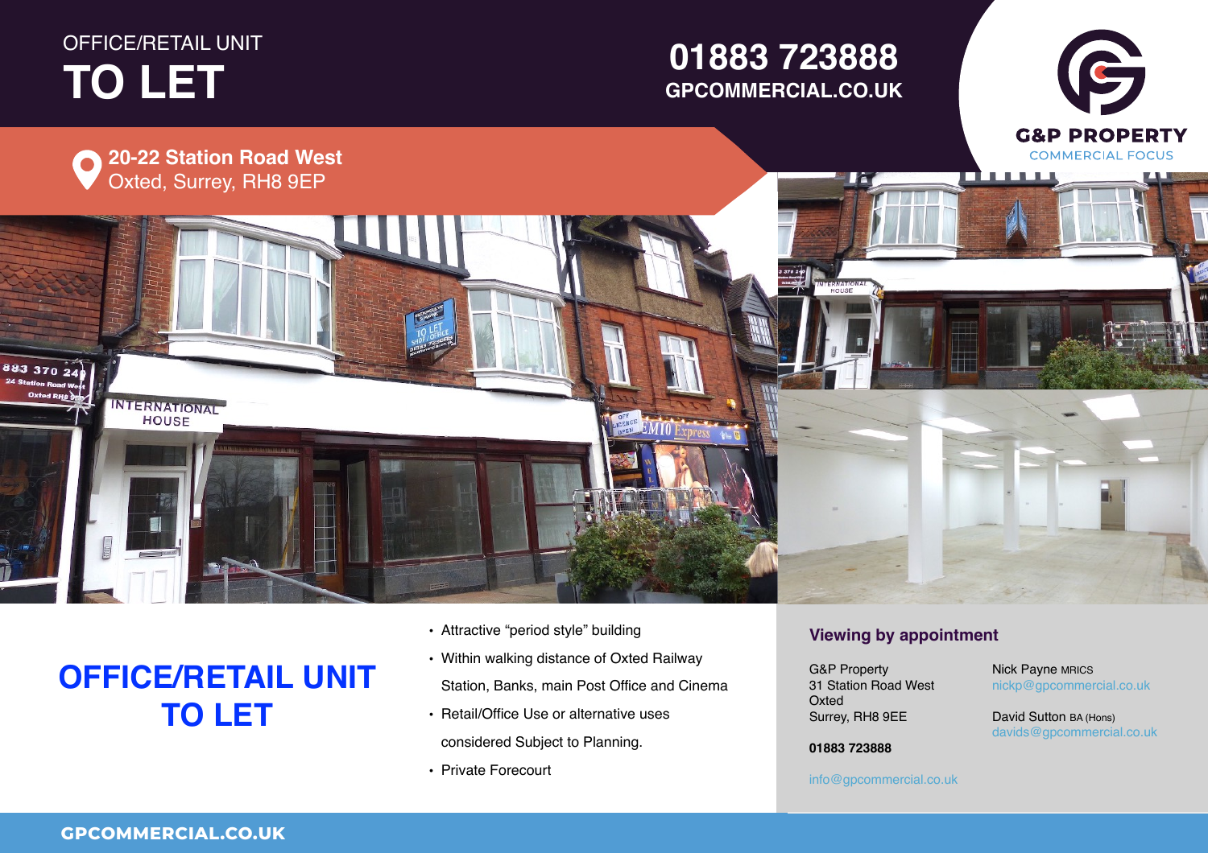OFFICE/RETAIL UNIT

# TO LET

## 01883 723888

**GPCOMMERCIAL.CO.UK**

G&P PROPERTY
COMMERCIAL FOCUS

**20-22 Station Road West**
Oxted, Surrey, RH8 9EP

# OFFICE/RETAIL UNIT TO LET

- Attractive "period style" building
- Within walking distance of Oxted Railway Station, Banks, main Post Office and Cinema
- Retail/Office Use or alternative uses considered Subject to Planning.
- Private Forecourt

### Viewing by appointment

G&P Property
31 Station Road West
Oxted
Surrey, RH8 9EE

**01883 723888**

info@gpcommercial.co.uk

Nick Payne MRICS
nickp@gpcommercial.co.uk

David Sutton BA (Hons)
davids@gpcommercial.co.uk

**GPCOMMERCIAL.CO.UK**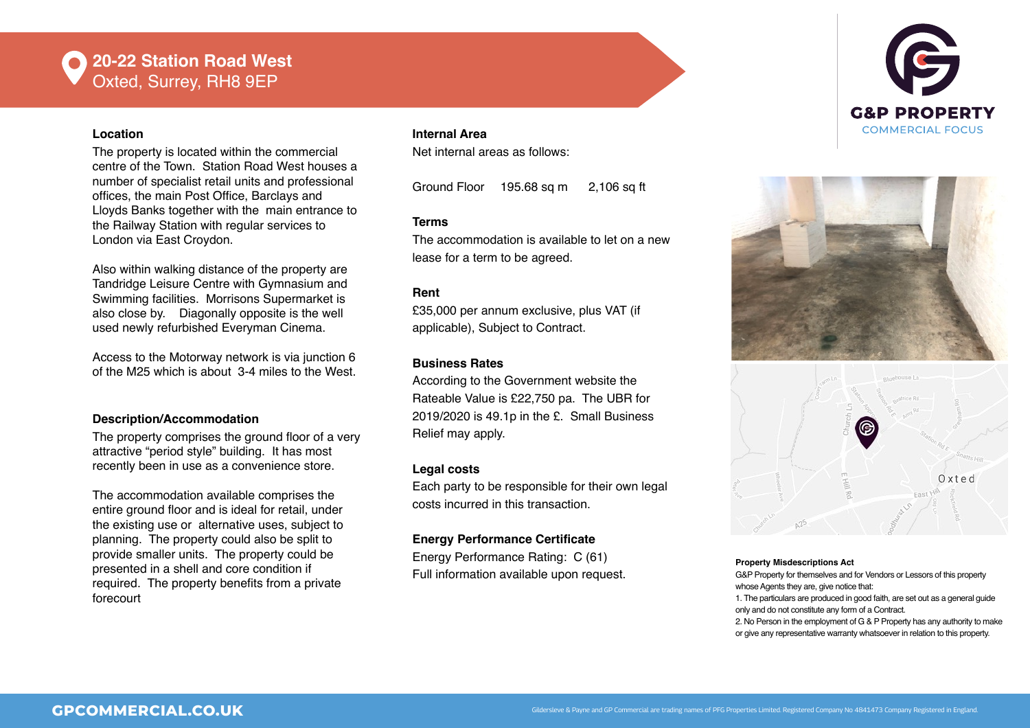# 20-22 Station Road West
Oxted, Surrey, RH8 9EP

G&P PROPERTY
COMMERCIAL FOCUS

### Location

The property is located within the commercial centre of the Town. Station Road West houses a number of specialist retail units and professional offices, the main Post Office, Barclays and Lloyds Banks together with the main entrance to the Railway Station with regular services to London via East Croydon.

Also within walking distance of the property are Tandridge Leisure Centre with Gymnasium and Swimming facilities. Morrisons Supermarket is also close by. Diagonally opposite is the well used newly refurbished Everyman Cinema.

Access to the Motorway network is via junction 6 of the M25 which is about 3-4 miles to the West.

### Description/Accommodation

The property comprises the ground floor of a very attractive "period style" building. It has most recently been in use as a convenience store.

The accommodation available comprises the entire ground floor and is ideal for retail, under the existing use or alternative uses, subject to planning. The property could also be split to provide smaller units. The property could be presented in a shell and core condition if required. The property benefits from a private forecourt

### Internal Area

Net internal areas as follows:

| | | |
|---|---|---|
| Ground Floor | 195.68 sq m | 2,106 sq ft |

### Terms

The accommodation is available to let on a new lease for a term to be agreed.

### Rent

£35,000 per annum exclusive, plus VAT (if applicable), Subject to Contract.

### Business Rates

According to the Government website the Rateable Value is £22,750 pa. The UBR for 2019/2020 is 49.1p in the £. Small Business Relief may apply.

### Legal costs

Each party to be responsible for their own legal costs incurred in this transaction.

### Energy Performance Certificate

Energy Performance Rating: C (61)
Full information available upon request.

**Property Misdescriptions Act**

G&P Property for themselves and for Vendors or Lessors of this property whose Agents they are, give notice that:

1. The particulars are produced in good faith, are set out as a general guide only and do not constitute any form of a Contract.
2. No Person in the employment of G & P Property has any authority to make or give any representative warranty whatsoever in relation to this property.

GPCOMMERCIAL.CO.UK

Gildersleve & Payne and GP Commercial are trading names of PFG Properties Limited. Registered Company No 4841473 Company Registered in England.